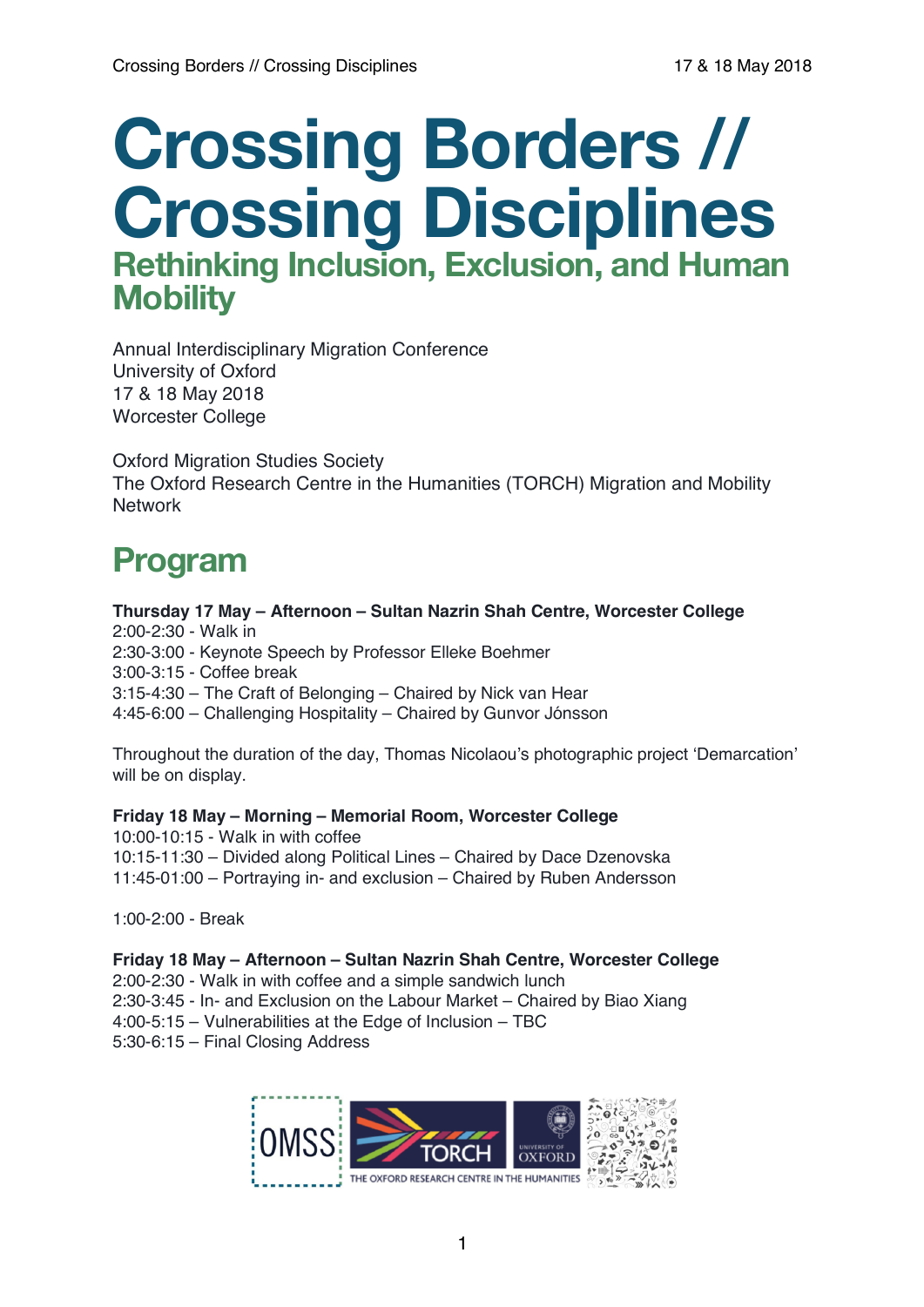# Crossing Borders // Crossing Disciplines

## Rethinking Inclusion, Exclusion, and Human Mobility

Annual Interdisciplinary Migration Conference
University of Oxford
17 & 18 May 2018
Worcester College

Oxford Migration Studies Society
The Oxford Research Centre in the Humanities (TORCH) Migration and Mobility Network

## Program

**Thursday 17 May – Afternoon – Sultan Nazrin Shah Centre, Worcester College**
2:00-2:30 - Walk in
2:30-3:00 - Keynote Speech by Professor Elleke Boehmer
3:00-3:15 - Coffee break
3:15-4:30 – The Craft of Belonging – Chaired by Nick van Hear
4:45-6:00 – Challenging Hospitality – Chaired by Gunvor Jónsson

Throughout the duration of the day, Thomas Nicolaou's photographic project 'Demarcation' will be on display.

**Friday 18 May – Morning – Memorial Room, Worcester College**
10:00-10:15 - Walk in with coffee
10:15-11:30 – Divided along Political Lines – Chaired by Dace Dzenovska
11:45-01:00 – Portraying in- and exclusion – Chaired by Ruben Andersson

1:00-2:00 - Break

**Friday 18 May – Afternoon – Sultan Nazrin Shah Centre, Worcester College**
2:00-2:30 - Walk in with coffee and a simple sandwich lunch
2:30-3:45 - In- and Exclusion on the Labour Market – Chaired by Biao Xiang
4:00-5:15 – Vulnerabilities at the Edge of Inclusion – TBC
5:30-6:15 – Final Closing Address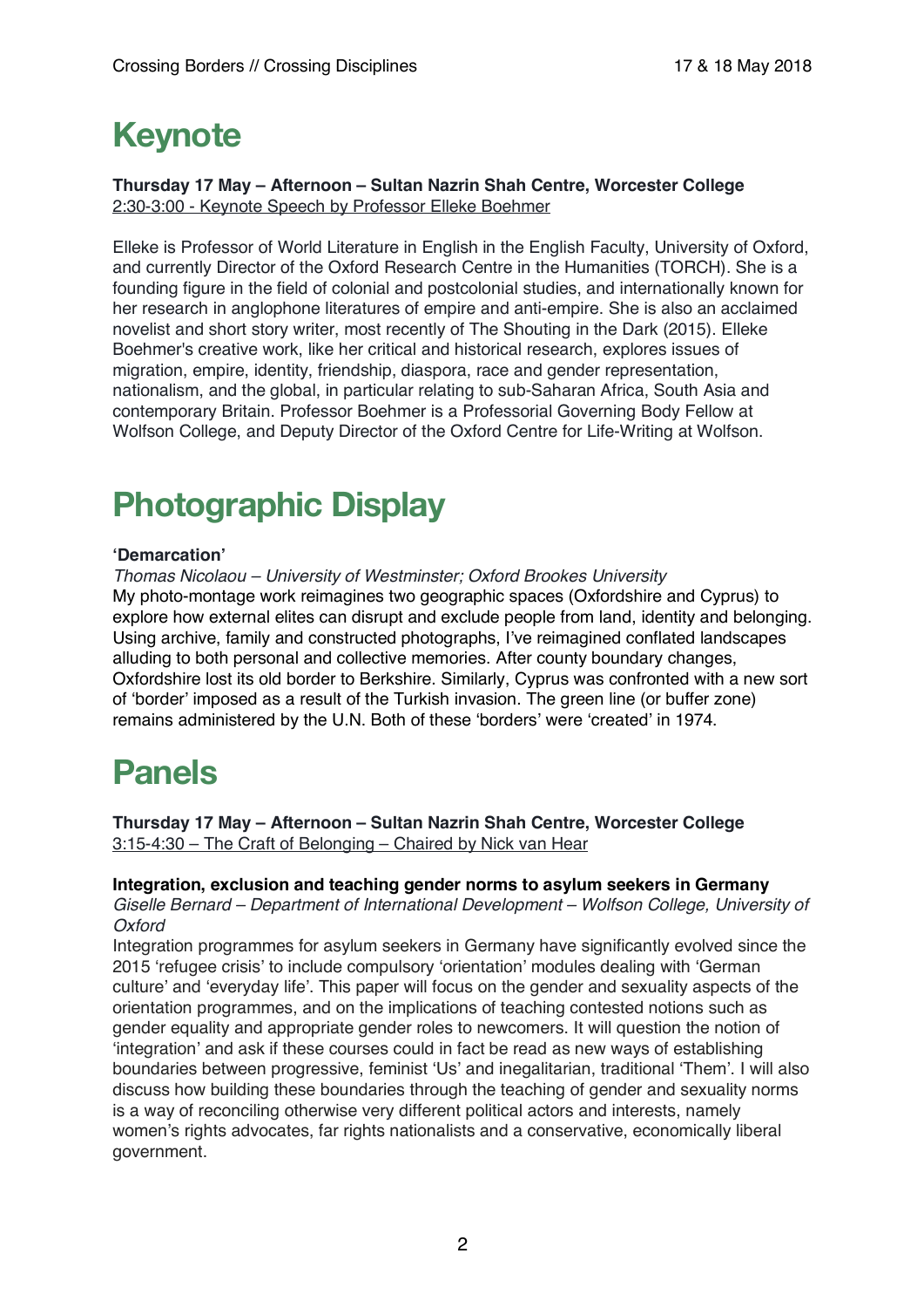# Keynote

**Thursday 17 May – Afternoon – Sultan Nazrin Shah Centre, Worcester College**
2:30-3:00 - Keynote Speech by Professor Elleke Boehmer

Elleke is Professor of World Literature in English in the English Faculty, University of Oxford, and currently Director of the Oxford Research Centre in the Humanities (TORCH). She is a founding figure in the field of colonial and postcolonial studies, and internationally known for her research in anglophone literatures of empire and anti-empire. She is also an acclaimed novelist and short story writer, most recently of The Shouting in the Dark (2015). Elleke Boehmer's creative work, like her critical and historical research, explores issues of migration, empire, identity, friendship, diaspora, race and gender representation, nationalism, and the global, in particular relating to sub-Saharan Africa, South Asia and contemporary Britain. Professor Boehmer is a Professorial Governing Body Fellow at Wolfson College, and Deputy Director of the Oxford Centre for Life-Writing at Wolfson.

# Photographic Display

**'Demarcation'**
*Thomas Nicolaou – University of Westminster; Oxford Brookes University*
My photo-montage work reimagines two geographic spaces (Oxfordshire and Cyprus) to explore how external elites can disrupt and exclude people from land, identity and belonging. Using archive, family and constructed photographs, I've reimagined conflated landscapes alluding to both personal and collective memories. After county boundary changes, Oxfordshire lost its old border to Berkshire. Similarly, Cyprus was confronted with a new sort of 'border' imposed as a result of the Turkish invasion. The green line (or buffer zone) remains administered by the U.N. Both of these 'borders' were 'created' in 1974.

# Panels

**Thursday 17 May – Afternoon – Sultan Nazrin Shah Centre, Worcester College**
3:15-4:30 – The Craft of Belonging – Chaired by Nick van Hear

**Integration, exclusion and teaching gender norms to asylum seekers in Germany**
*Giselle Bernard – Department of International Development – Wolfson College, University of Oxford*
Integration programmes for asylum seekers in Germany have significantly evolved since the 2015 'refugee crisis' to include compulsory 'orientation' modules dealing with 'German culture' and 'everyday life'. This paper will focus on the gender and sexuality aspects of the orientation programmes, and on the implications of teaching contested notions such as gender equality and appropriate gender roles to newcomers. It will question the notion of 'integration' and ask if these courses could in fact be read as new ways of establishing boundaries between progressive, feminist 'Us' and inegalitarian, traditional 'Them'. I will also discuss how building these boundaries through the teaching of gender and sexuality norms is a way of reconciling otherwise very different political actors and interests, namely women's rights advocates, far rights nationalists and a conservative, economically liberal government.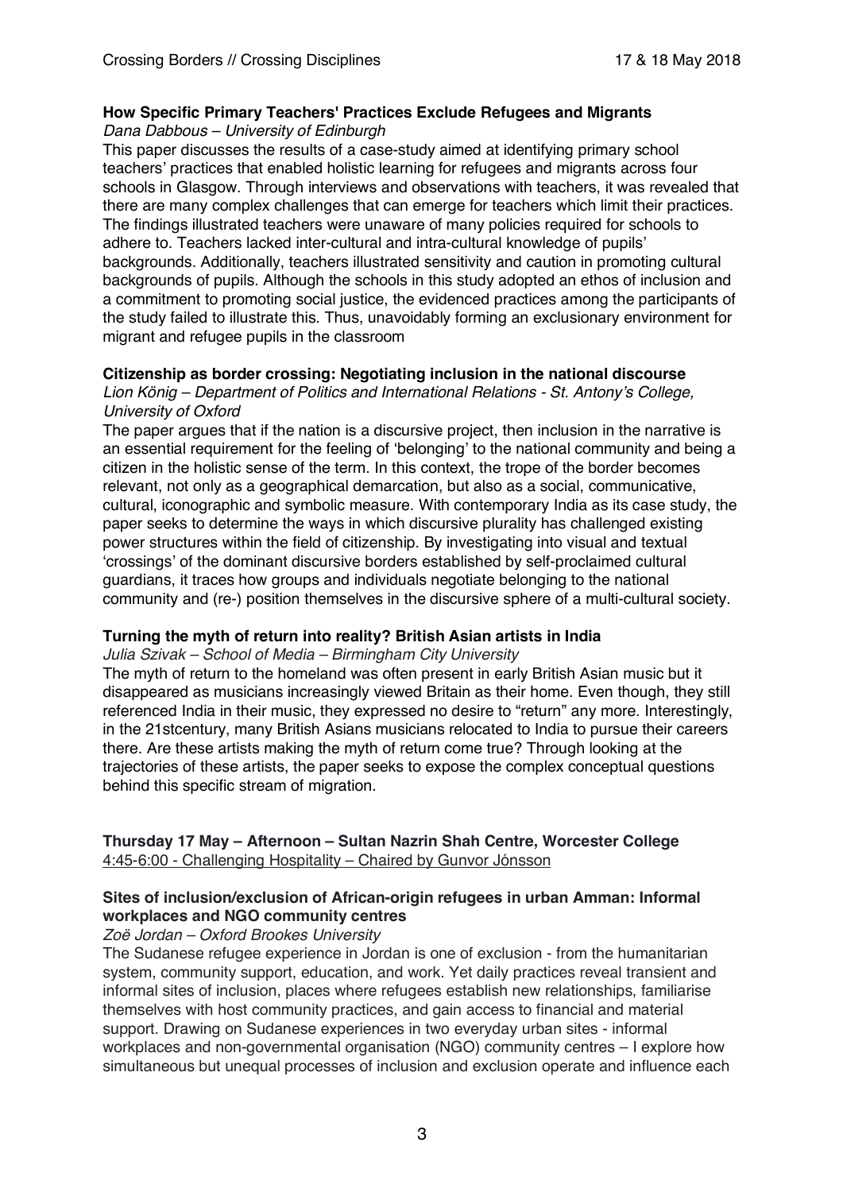### How Specific Primary Teachers' Practices Exclude Refugees and Migrants

*Dana Dabbous – University of Edinburgh*

This paper discusses the results of a case-study aimed at identifying primary school teachers' practices that enabled holistic learning for refugees and migrants across four schools in Glasgow. Through interviews and observations with teachers, it was revealed that there are many complex challenges that can emerge for teachers which limit their practices. The findings illustrated teachers were unaware of many policies required for schools to adhere to. Teachers lacked inter-cultural and intra-cultural knowledge of pupils' backgrounds. Additionally, teachers illustrated sensitivity and caution in promoting cultural backgrounds of pupils. Although the schools in this study adopted an ethos of inclusion and a commitment to promoting social justice, the evidenced practices among the participants of the study failed to illustrate this. Thus, unavoidably forming an exclusionary environment for migrant and refugee pupils in the classroom

### Citizenship as border crossing: Negotiating inclusion in the national discourse

*Lion König – Department of Politics and International Relations - St. Antony's College, University of Oxford*

The paper argues that if the nation is a discursive project, then inclusion in the narrative is an essential requirement for the feeling of 'belonging' to the national community and being a citizen in the holistic sense of the term. In this context, the trope of the border becomes relevant, not only as a geographical demarcation, but also as a social, communicative, cultural, iconographic and symbolic measure. With contemporary India as its case study, the paper seeks to determine the ways in which discursive plurality has challenged existing power structures within the field of citizenship. By investigating into visual and textual 'crossings' of the dominant discursive borders established by self-proclaimed cultural guardians, it traces how groups and individuals negotiate belonging to the national community and (re-) position themselves in the discursive sphere of a multi-cultural society.

### Turning the myth of return into reality? British Asian artists in India

*Julia Szivak – School of Media – Birmingham City University*

The myth of return to the homeland was often present in early British Asian music but it disappeared as musicians increasingly viewed Britain as their home. Even though, they still referenced India in their music, they expressed no desire to "return" any more. Interestingly, in the 21stcentury, many British Asians musicians relocated to India to pursue their careers there. Are these artists making the myth of return come true? Through looking at the trajectories of these artists, the paper seeks to expose the complex conceptual questions behind this specific stream of migration.

## Thursday 17 May – Afternoon – Sultan Nazrin Shah Centre, Worcester College

4:45-6:00 - Challenging Hospitality – Chaired by Gunvor Jónsson

### Sites of inclusion/exclusion of African-origin refugees in urban Amman: Informal workplaces and NGO community centres

*Zoë Jordan – Oxford Brookes University*

The Sudanese refugee experience in Jordan is one of exclusion - from the humanitarian system, community support, education, and work. Yet daily practices reveal transient and informal sites of inclusion, places where refugees establish new relationships, familiarise themselves with host community practices, and gain access to financial and material support. Drawing on Sudanese experiences in two everyday urban sites - informal workplaces and non-governmental organisation (NGO) community centres – I explore how simultaneous but unequal processes of inclusion and exclusion operate and influence each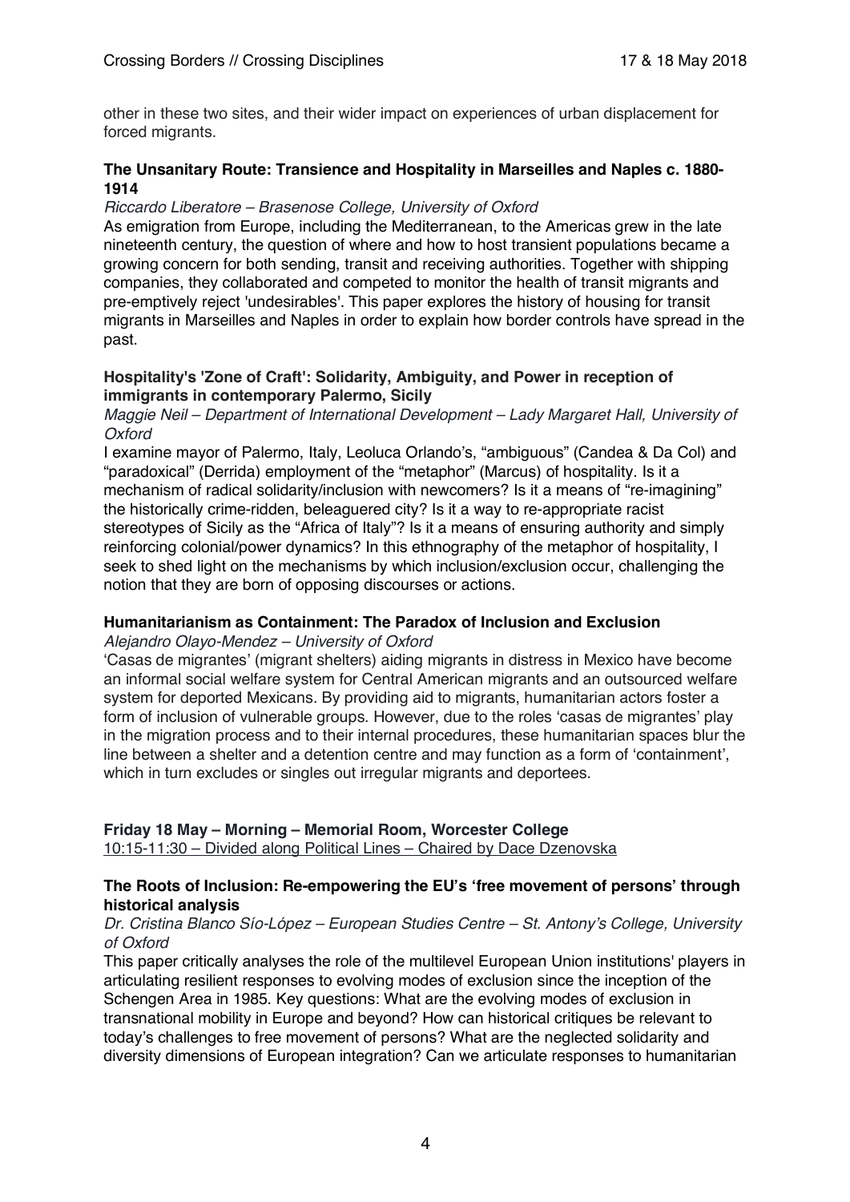other in these two sites, and their wider impact on experiences of urban displacement for forced migrants.

**The Unsanitary Route: Transience and Hospitality in Marseilles and Naples c. 1880-1914**

*Riccardo Liberatore – Brasenose College, University of Oxford*

As emigration from Europe, including the Mediterranean, to the Americas grew in the late nineteenth century, the question of where and how to host transient populations became a growing concern for both sending, transit and receiving authorities. Together with shipping companies, they collaborated and competed to monitor the health of transit migrants and pre-emptively reject 'undesirables'. This paper explores the history of housing for transit migrants in Marseilles and Naples in order to explain how border controls have spread in the past.

**Hospitality's 'Zone of Craft': Solidarity, Ambiguity, and Power in reception of immigrants in contemporary Palermo, Sicily**

*Maggie Neil – Department of International Development – Lady Margaret Hall, University of Oxford*

I examine mayor of Palermo, Italy, Leoluca Orlando's, "ambiguous" (Candea & Da Col) and "paradoxical" (Derrida) employment of the "metaphor" (Marcus) of hospitality. Is it a mechanism of radical solidarity/inclusion with newcomers? Is it a means of "re-imagining" the historically crime-ridden, beleaguered city? Is it a way to re-appropriate racist stereotypes of Sicily as the "Africa of Italy"? Is it a means of ensuring authority and simply reinforcing colonial/power dynamics? In this ethnography of the metaphor of hospitality, I seek to shed light on the mechanisms by which inclusion/exclusion occur, challenging the notion that they are born of opposing discourses or actions.

**Humanitarianism as Containment: The Paradox of Inclusion and Exclusion**

*Alejandro Olayo-Mendez – University of Oxford*

'Casas de migrantes' (migrant shelters) aiding migrants in distress in Mexico have become an informal social welfare system for Central American migrants and an outsourced welfare system for deported Mexicans. By providing aid to migrants, humanitarian actors foster a form of inclusion of vulnerable groups. However, due to the roles 'casas de migrantes' play in the migration process and to their internal procedures, these humanitarian spaces blur the line between a shelter and a detention centre and may function as a form of 'containment', which in turn excludes or singles out irregular migrants and deportees.

**Friday 18 May – Morning – Memorial Room, Worcester College**

10:15-11:30 – Divided along Political Lines – Chaired by Dace Dzenovska

**The Roots of Inclusion: Re-empowering the EU's 'free movement of persons' through historical analysis**

*Dr. Cristina Blanco Sío-López – European Studies Centre – St. Antony's College, University of Oxford*

This paper critically analyses the role of the multilevel European Union institutions' players in articulating resilient responses to evolving modes of exclusion since the inception of the Schengen Area in 1985. Key questions: What are the evolving modes of exclusion in transnational mobility in Europe and beyond? How can historical critiques be relevant to today's challenges to free movement of persons? What are the neglected solidarity and diversity dimensions of European integration? Can we articulate responses to humanitarian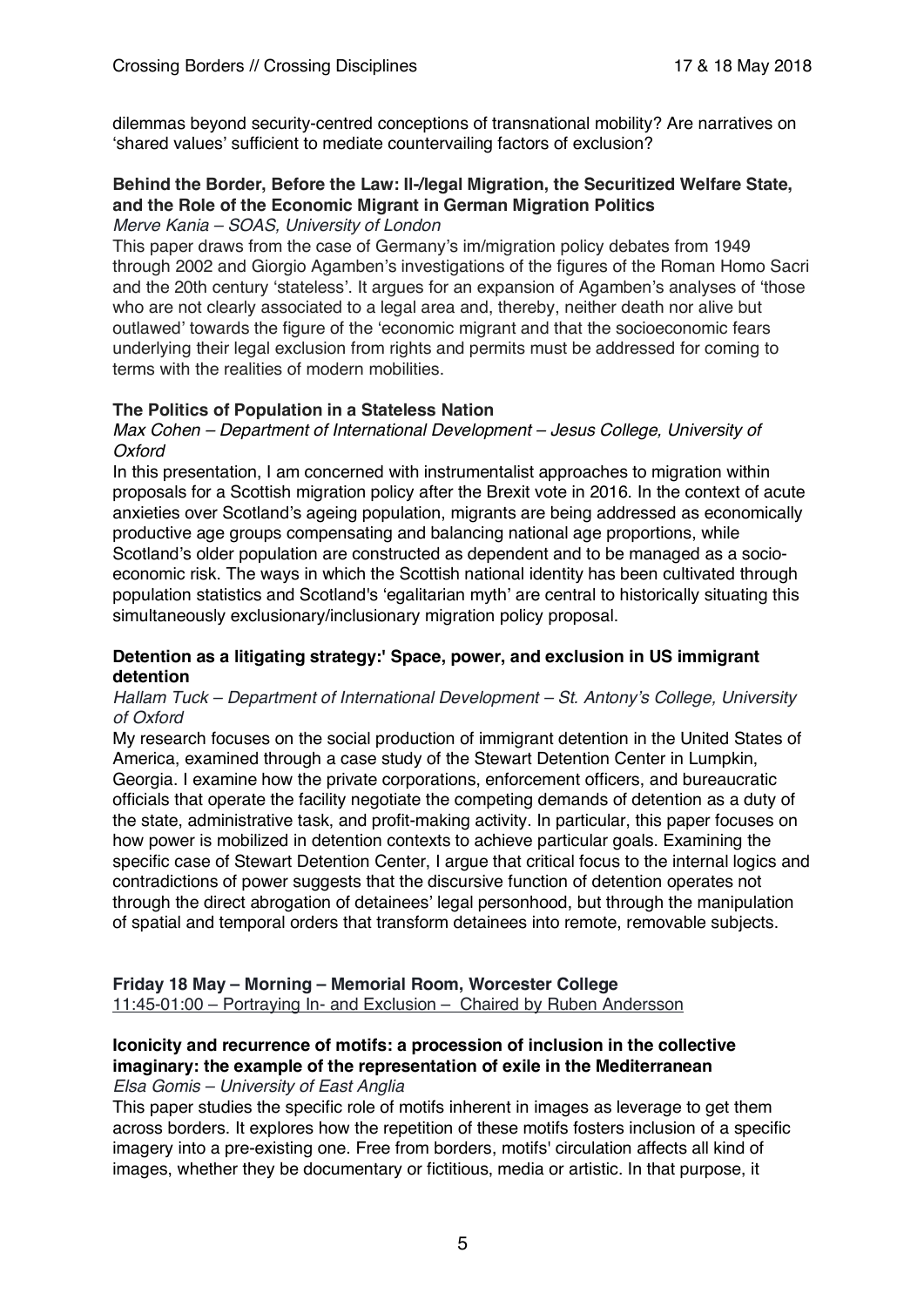dilemmas beyond security-centred conceptions of transnational mobility? Are narratives on 'shared values' sufficient to mediate countervailing factors of exclusion?

**Behind the Border, Before the Law: Il-/legal Migration, the Securitized Welfare State, and the Role of the Economic Migrant in German Migration Politics**
*Merve Kania – SOAS, University of London*
This paper draws from the case of Germany's im/migration policy debates from 1949 through 2002 and Giorgio Agamben's investigations of the figures of the Roman Homo Sacri and the 20th century 'stateless'. It argues for an expansion of Agamben's analyses of 'those who are not clearly associated to a legal area and, thereby, neither death nor alive but outlawed' towards the figure of the 'economic migrant and that the socioeconomic fears underlying their legal exclusion from rights and permits must be addressed for coming to terms with the realities of modern mobilities.

**The Politics of Population in a Stateless Nation**
*Max Cohen – Department of International Development – Jesus College, University of Oxford*
In this presentation, I am concerned with instrumentalist approaches to migration within proposals for a Scottish migration policy after the Brexit vote in 2016. In the context of acute anxieties over Scotland's ageing population, migrants are being addressed as economically productive age groups compensating and balancing national age proportions, while Scotland's older population are constructed as dependent and to be managed as a socio-economic risk. The ways in which the Scottish national identity has been cultivated through population statistics and Scotland's 'egalitarian myth' are central to historically situating this simultaneously exclusionary/inclusionary migration policy proposal.

**Detention as a litigating strategy:' Space, power, and exclusion in US immigrant detention**
*Hallam Tuck – Department of International Development – St. Antony's College, University of Oxford*
My research focuses on the social production of immigrant detention in the United States of America, examined through a case study of the Stewart Detention Center in Lumpkin, Georgia. I examine how the private corporations, enforcement officers, and bureaucratic officials that operate the facility negotiate the competing demands of detention as a duty of the state, administrative task, and profit-making activity. In particular, this paper focuses on how power is mobilized in detention contexts to achieve particular goals. Examining the specific case of Stewart Detention Center, I argue that critical focus to the internal logics and contradictions of power suggests that the discursive function of detention operates not through the direct abrogation of detainees' legal personhood, but through the manipulation of spatial and temporal orders that transform detainees into remote, removable subjects.

**Friday 18 May – Morning – Memorial Room, Worcester College**
11:45-01:00 – Portraying In- and Exclusion – Chaired by Ruben Andersson

**Iconicity and recurrence of motifs: a procession of inclusion in the collective imaginary: the example of the representation of exile in the Mediterranean**
*Elsa Gomis – University of East Anglia*
This paper studies the specific role of motifs inherent in images as leverage to get them across borders. It explores how the repetition of these motifs fosters inclusion of a specific imagery into a pre-existing one. Free from borders, motifs' circulation affects all kind of images, whether they be documentary or fictitious, media or artistic. In that purpose, it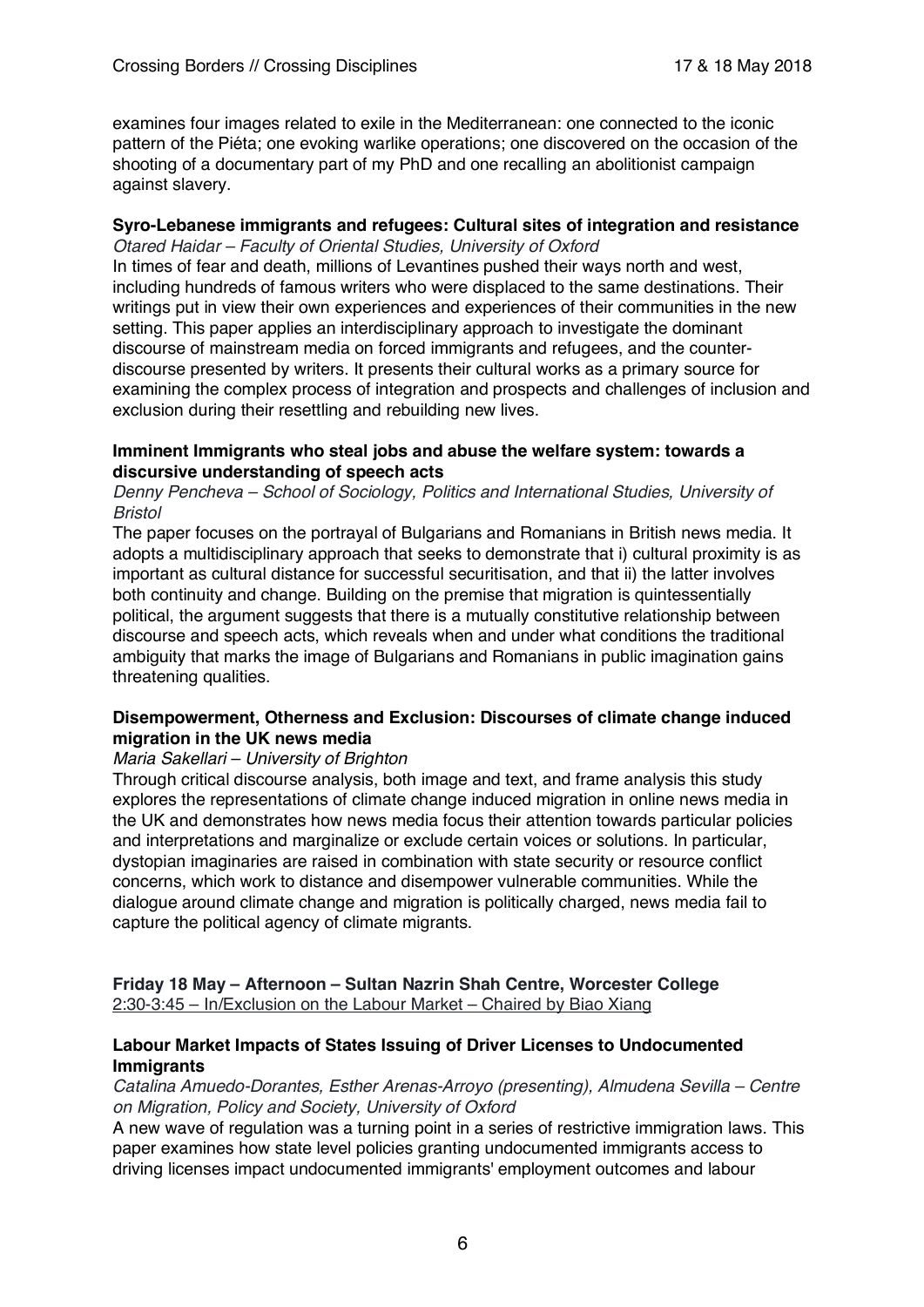examines four images related to exile in the Mediterranean: one connected to the iconic pattern of the Piéta; one evoking warlike operations; one discovered on the occasion of the shooting of a documentary part of my PhD and one recalling an abolitionist campaign against slavery.

**Syro-Lebanese immigrants and refugees: Cultural sites of integration and resistance**
*Otared Haidar – Faculty of Oriental Studies, University of Oxford*
In times of fear and death, millions of Levantines pushed their ways north and west, including hundreds of famous writers who were displaced to the same destinations. Their writings put in view their own experiences and experiences of their communities in the new setting. This paper applies an interdisciplinary approach to investigate the dominant discourse of mainstream media on forced immigrants and refugees, and the counter-discourse presented by writers. It presents their cultural works as a primary source for examining the complex process of integration and prospects and challenges of inclusion and exclusion during their resettling and rebuilding new lives.

**Imminent Immigrants who steal jobs and abuse the welfare system: towards a discursive understanding of speech acts**
*Denny Pencheva – School of Sociology, Politics and International Studies, University of Bristol*
The paper focuses on the portrayal of Bulgarians and Romanians in British news media. It adopts a multidisciplinary approach that seeks to demonstrate that i) cultural proximity is as important as cultural distance for successful securitisation, and that ii) the latter involves both continuity and change. Building on the premise that migration is quintessentially political, the argument suggests that there is a mutually constitutive relationship between discourse and speech acts, which reveals when and under what conditions the traditional ambiguity that marks the image of Bulgarians and Romanians in public imagination gains threatening qualities.

**Disempowerment, Otherness and Exclusion: Discourses of climate change induced migration in the UK news media**
*Maria Sakellari – University of Brighton*
Through critical discourse analysis, both image and text, and frame analysis this study explores the representations of climate change induced migration in online news media in the UK and demonstrates how news media focus their attention towards particular policies and interpretations and marginalize or exclude certain voices or solutions. In particular, dystopian imaginaries are raised in combination with state security or resource conflict concerns, which work to distance and disempower vulnerable communities. While the dialogue around climate change and migration is politically charged, news media fail to capture the political agency of climate migrants.

**Friday 18 May – Afternoon – Sultan Nazrin Shah Centre, Worcester College**
2:30-3:45 – In/Exclusion on the Labour Market – Chaired by Biao Xiang

**Labour Market Impacts of States Issuing of Driver Licenses to Undocumented Immigrants**
*Catalina Amuedo-Dorantes, Esther Arenas-Arroyo (presenting), Almudena Sevilla – Centre on Migration, Policy and Society, University of Oxford*
A new wave of regulation was a turning point in a series of restrictive immigration laws. This paper examines how state level policies granting undocumented immigrants access to driving licenses impact undocumented immigrants' employment outcomes and labour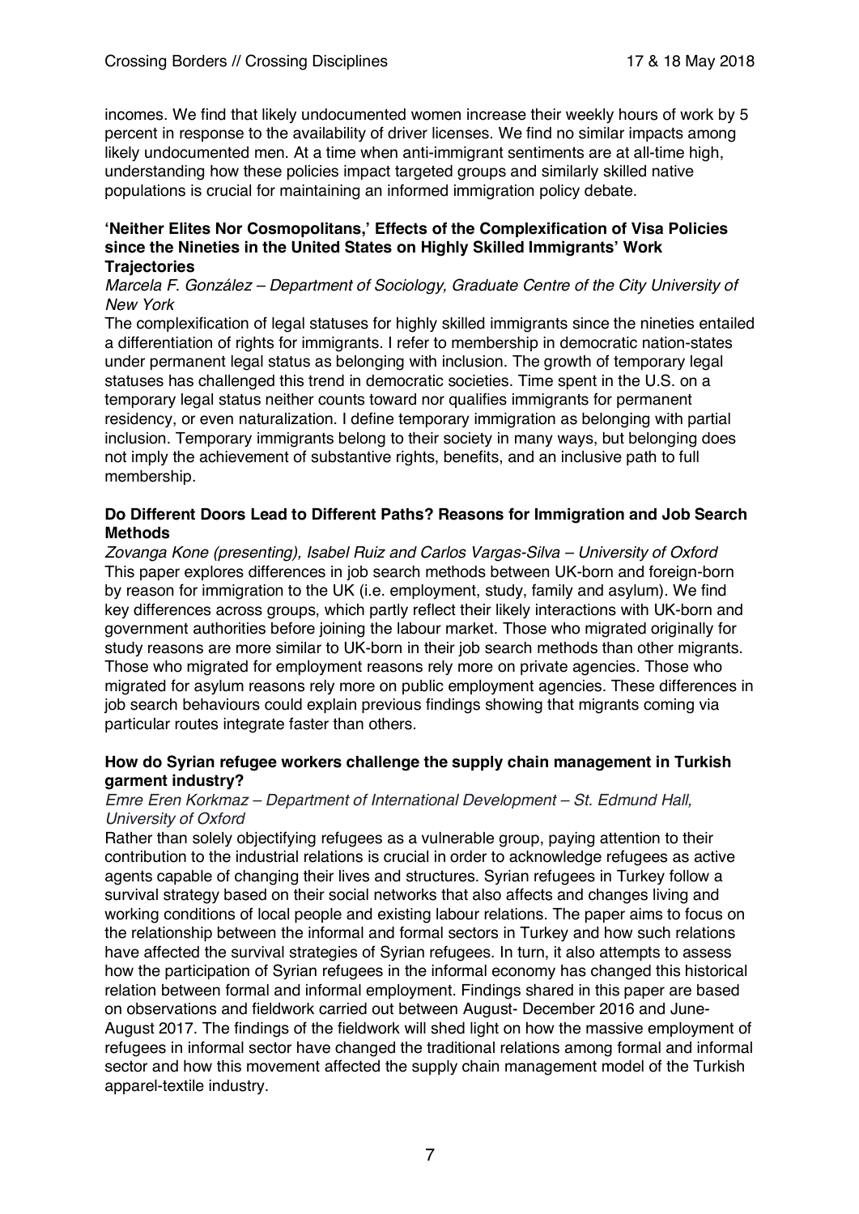incomes. We find that likely undocumented women increase their weekly hours of work by 5 percent in response to the availability of driver licenses. We find no similar impacts among likely undocumented men. At a time when anti-immigrant sentiments are at all-time high, understanding how these policies impact targeted groups and similarly skilled native populations is crucial for maintaining an informed immigration policy debate.

**'Neither Elites Nor Cosmopolitans,' Effects of the Complexification of Visa Policies since the Nineties in the United States on Highly Skilled Immigrants' Work Trajectories**

*Marcela F. González – Department of Sociology, Graduate Centre of the City University of New York*

The complexification of legal statuses for highly skilled immigrants since the nineties entailed a differentiation of rights for immigrants. I refer to membership in democratic nation-states under permanent legal status as belonging with inclusion. The growth of temporary legal statuses has challenged this trend in democratic societies. Time spent in the U.S. on a temporary legal status neither counts toward nor qualifies immigrants for permanent residency, or even naturalization. I define temporary immigration as belonging with partial inclusion. Temporary immigrants belong to their society in many ways, but belonging does not imply the achievement of substantive rights, benefits, and an inclusive path to full membership.

**Do Different Doors Lead to Different Paths? Reasons for Immigration and Job Search Methods**

*Zovanga Kone (presenting), Isabel Ruiz and Carlos Vargas-Silva – University of Oxford*

This paper explores differences in job search methods between UK-born and foreign-born by reason for immigration to the UK (i.e. employment, study, family and asylum). We find key differences across groups, which partly reflect their likely interactions with UK-born and government authorities before joining the labour market. Those who migrated originally for study reasons are more similar to UK-born in their job search methods than other migrants. Those who migrated for employment reasons rely more on private agencies. Those who migrated for asylum reasons rely more on public employment agencies. These differences in job search behaviours could explain previous findings showing that migrants coming via particular routes integrate faster than others.

**How do Syrian refugee workers challenge the supply chain management in Turkish garment industry?**

*Emre Eren Korkmaz – Department of International Development – St. Edmund Hall, University of Oxford*

Rather than solely objectifying refugees as a vulnerable group, paying attention to their contribution to the industrial relations is crucial in order to acknowledge refugees as active agents capable of changing their lives and structures. Syrian refugees in Turkey follow a survival strategy based on their social networks that also affects and changes living and working conditions of local people and existing labour relations. The paper aims to focus on the relationship between the informal and formal sectors in Turkey and how such relations have affected the survival strategies of Syrian refugees. In turn, it also attempts to assess how the participation of Syrian refugees in the informal economy has changed this historical relation between formal and informal employment. Findings shared in this paper are based on observations and fieldwork carried out between August- December 2016 and June-August 2017. The findings of the fieldwork will shed light on how the massive employment of refugees in informal sector have changed the traditional relations among formal and informal sector and how this movement affected the supply chain management model of the Turkish apparel-textile industry.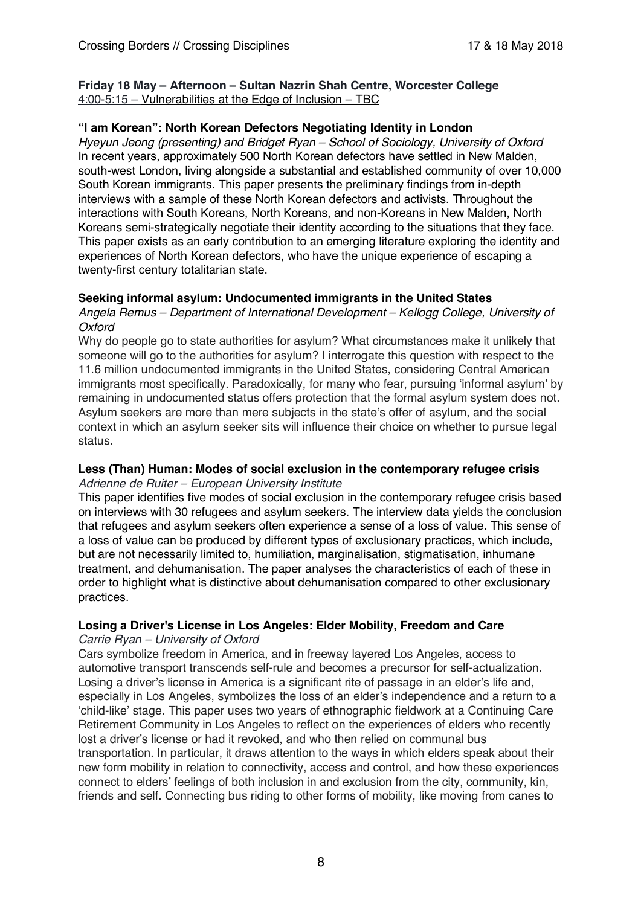**Friday 18 May – Afternoon – Sultan Nazrin Shah Centre, Worcester College**
4:00-5:15 – Vulnerabilities at the Edge of Inclusion – TBC

**"I am Korean": North Korean Defectors Negotiating Identity in London**

*Hyeyun Jeong (presenting) and Bridget Ryan – School of Sociology, University of Oxford*

In recent years, approximately 500 North Korean defectors have settled in New Malden, south-west London, living alongside a substantial and established community of over 10,000 South Korean immigrants. This paper presents the preliminary findings from in-depth interviews with a sample of these North Korean defectors and activists. Throughout the interactions with South Koreans, North Koreans, and non-Koreans in New Malden, North Koreans semi-strategically negotiate their identity according to the situations that they face. This paper exists as an early contribution to an emerging literature exploring the identity and experiences of North Korean defectors, who have the unique experience of escaping a twenty-first century totalitarian state.

**Seeking informal asylum: Undocumented immigrants in the United States**

*Angela Remus – Department of International Development – Kellogg College, University of Oxford*

Why do people go to state authorities for asylum? What circumstances make it unlikely that someone will go to the authorities for asylum? I interrogate this question with respect to the 11.6 million undocumented immigrants in the United States, considering Central American immigrants most specifically. Paradoxically, for many who fear, pursuing 'informal asylum' by remaining in undocumented status offers protection that the formal asylum system does not. Asylum seekers are more than mere subjects in the state's offer of asylum, and the social context in which an asylum seeker sits will influence their choice on whether to pursue legal status.

**Less (Than) Human: Modes of social exclusion in the contemporary refugee crisis**

*Adrienne de Ruiter – European University Institute*

This paper identifies five modes of social exclusion in the contemporary refugee crisis based on interviews with 30 refugees and asylum seekers. The interview data yields the conclusion that refugees and asylum seekers often experience a sense of a loss of value. This sense of a loss of value can be produced by different types of exclusionary practices, which include, but are not necessarily limited to, humiliation, marginalisation, stigmatisation, inhumane treatment, and dehumanisation. The paper analyses the characteristics of each of these in order to highlight what is distinctive about dehumanisation compared to other exclusionary practices.

**Losing a Driver's License in Los Angeles: Elder Mobility, Freedom and Care**

*Carrie Ryan – University of Oxford*

Cars symbolize freedom in America, and in freeway layered Los Angeles, access to automotive transport transcends self-rule and becomes a precursor for self-actualization. Losing a driver's license in America is a significant rite of passage in an elder's life and, especially in Los Angeles, symbolizes the loss of an elder's independence and a return to a 'child-like' stage. This paper uses two years of ethnographic fieldwork at a Continuing Care Retirement Community in Los Angeles to reflect on the experiences of elders who recently lost a driver's license or had it revoked, and who then relied on communal bus transportation. In particular, it draws attention to the ways in which elders speak about their new form mobility in relation to connectivity, access and control, and how these experiences connect to elders' feelings of both inclusion in and exclusion from the city, community, kin, friends and self. Connecting bus riding to other forms of mobility, like moving from canes to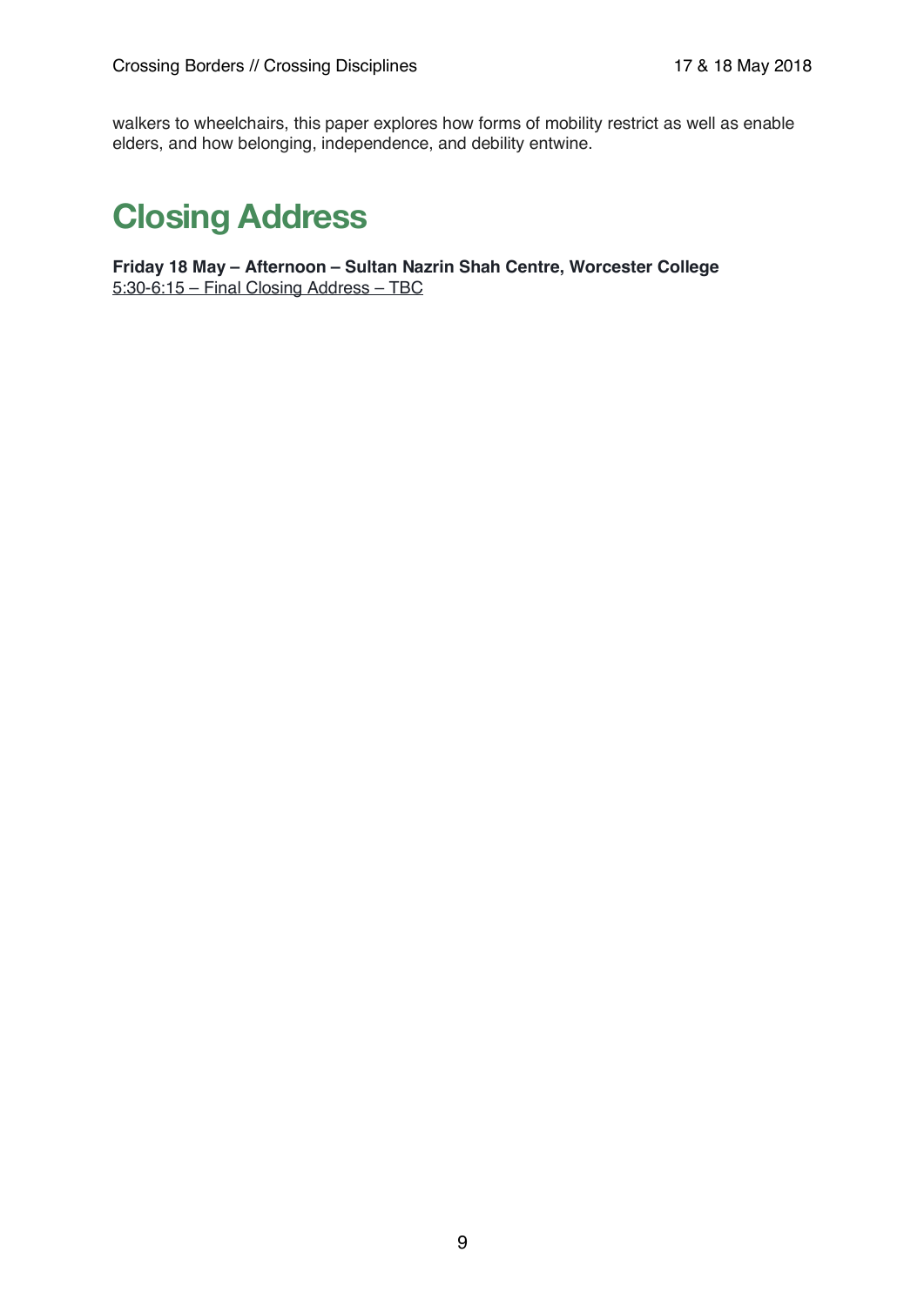walkers to wheelchairs, this paper explores how forms of mobility restrict as well as enable elders, and how belonging, independence, and debility entwine.

# Closing Address

**Friday 18 May – Afternoon – Sultan Nazrin Shah Centre, Worcester College**
5:30-6:15 – Final Closing Address – TBC